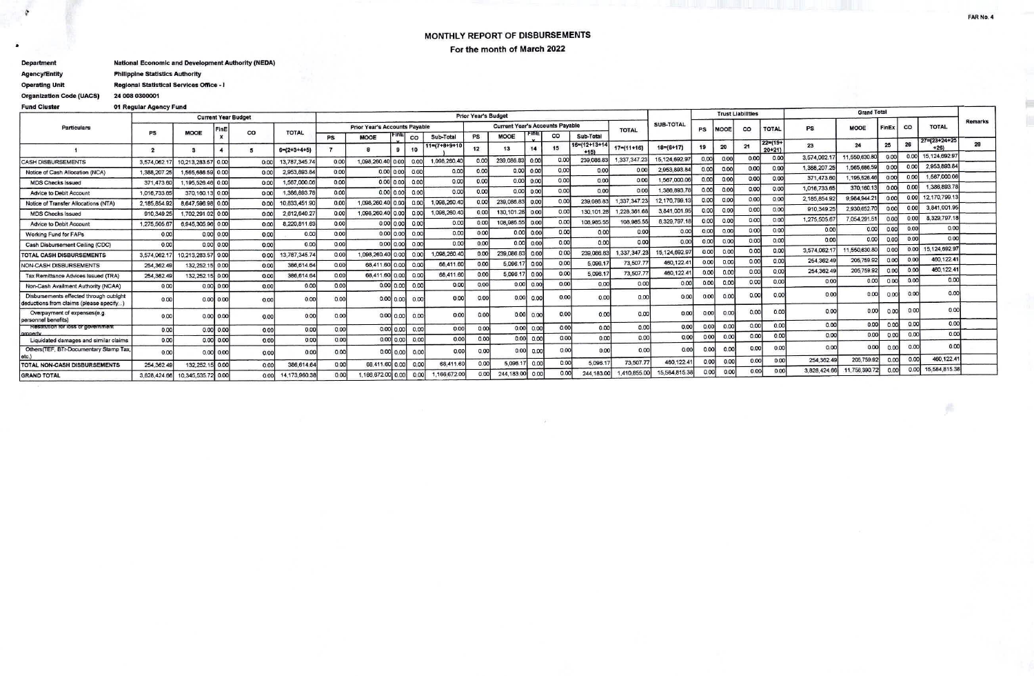FAR No. 4

# MONTHLY REPORT OF DISBURSEMENTS

## For the month of March 2022

**Department** National Economic and Development Authority (NEDA)
**Agency/Entity** Philippine Statistics Authority
**Operating Unit** Regional Statistical Services Office - I
**Organization Code (UACS)** 24 008 0300001
**Fund Cluster** 01 Regular Agency Fund

| Particulars | Current Year Budget | | | | | Prior Year's Budget | | | | | | | | | | | | SUB-TOTAL | Trust Liabilities | | | | Grand Total | | | | | Remarks |
|---|---|---|---|---|---|---|---|---|---|---|---|---|---|---|---|---|---|---|---|---|---|---|---|---|---|---|---|---|
| | PS | MOOE | FinEx | CO | TOTAL | Prior Year's Accounts Payable | | | | | Current Year's Accounts Payable | | | | | TOTAL | | | PS | MOOE | CO | TOTAL | PS | MOOE | FinEx | CO | TOTAL | |
| | | | | | | PS | MOOE | FinEx | CO | Sub-Total | PS | MOOE | FinEx | CO | Sub-Total | | | | | | | | | | | | | |
| 1 | 2 | 3 | 4 | 5 | 6=(2+3+4+5) | 7 | 8 | 9 | 10 | 11=(7+8+9+10) | 12 | 13 | 14 | 15 | 16=(12+13+14+15) | 17=(11+16) | 18=(6+17) | 19 | 20 | 21 | 22=(19+20+21) | 23 | 24 | 25 | 26 | 27=(23+24+25+26) | 28 |
| CASH DISBURSEMENTS | 3,574,062.17 | 10,213,283.57 | 0.00 | 0.00 | 13,787,345.74 | 0.00 | 1,098,260.40 | 0.00 | 0.00 | 1,098,260.40 | 0.00 | 239,086.83 | 0.00 | 0.00 | 239,086.83 | 1,337,347.23 | 15,124,692.97 | 0.00 | 0.00 | 0.00 | 0.00 | 3,574,062.17 | 11,550,630.80 | 0.00 | 0.00 | 15,124,692.97 | |
| Notice of Cash Allocation (NCA) | 1,388,207.25 | 1,565,686.59 | 0.00 | 0.00 | 2,953,893.84 | 0.00 | 0.00 | 0.00 | 0.00 | 0.00 | 0.00 | 0.00 | 0.00 | 0.00 | 0.00 | 0.00 | 2,953,893.84 | 0.00 | 0.00 | 0.00 | 0.00 | 1,388,207.25 | 1,565,686.59 | 0.00 | 0.00 | 2,953,893.84 | |
| MDS Checks Issued | 371,473.60 | 1,195,526.46 | 0.00 | 0.00 | 1,567,000.06 | 0.00 | 0.00 | 0.00 | 0.00 | 0.00 | 0.00 | 0.00 | 0.00 | 0.00 | 0.00 | 0.00 | 1,567,000.06 | 0.00 | 0.00 | 0.00 | 0.00 | 371,473.60 | 1,195,526.46 | 0.00 | 0.00 | 1,567,000.06 | |
| Advice to Debit Account | 1,016,733.65 | 370,160.13 | 0.00 | 0.00 | 1,386,893.78 | 0.00 | 0.00 | 0.00 | 0.00 | 0.00 | 0.00 | 0.00 | 0.00 | 0.00 | 0.00 | 0.00 | 1,386,893.78 | 0.00 | 0.00 | 0.00 | 0.00 | 1,016,733.65 | 370,160.13 | 0.00 | 0.00 | 1,386,893.78 | |
| Notice of Transfer Allocations (NTA) | 2,185,854.92 | 8,647,596.98 | 0.00 | 0.00 | 10,833,451.90 | 0.00 | 1,098,260.40 | 0.00 | 0.00 | 1,098,260.40 | 0.00 | 239,086.83 | 0.00 | 0.00 | 239,086.83 | 1,337,347.23 | 12,170,799.13 | 0.00 | 0.00 | 0.00 | 0.00 | 2,185,854.92 | 9,984,944.21 | 0.00 | 0.00 | 12,170,799.13 | |
| MDS Checks Issued | 910,349.25 | 1,702,291.02 | 0.00 | 0.00 | 2,612,640.27 | 0.00 | 1,098,260.40 | 0.00 | 0.00 | 1,098,260.40 | 0.00 | 130,101.28 | 0.00 | 0.00 | 130,101.28 | 1,228,361.68 | 3,841,001.95 | 0.00 | 0.00 | 0.00 | 0.00 | 910,349.25 | 2,930,652.70 | 0.00 | 0.00 | 3,841,001.95 | |
| Advice to Debit Account | 1,275,505.67 | 6,945,305.96 | 0.00 | 0.00 | 8,220,811.63 | 0.00 | 0.00 | 0.00 | 0.00 | 0.00 | 0.00 | 108,985.55 | 0.00 | 0.00 | 108,985.55 | 108,985.55 | 8,329,797.18 | 0.00 | 0.00 | 0.00 | 0.00 | 1,275,505.67 | 7,054,291.51 | 0.00 | 0.00 | 8,329,797.18 | |
| Working Fund for FAPs | 0.00 | 0.00 | 0.00 | 0.00 | 0.00 | 0.00 | 0.00 | 0.00 | 0.00 | 0.00 | 0.00 | 0.00 | 0.00 | 0.00 | 0.00 | 0.00 | 0.00 | 0.00 | 0.00 | 0.00 | 0.00 | 0.00 | 0.00 | 0.00 | 0.00 | 0.00 | |
| Cash Disbursement Ceiling (CDC) | 0.00 | 0.00 | 0.00 | 0.00 | 0.00 | 0.00 | 0.00 | 0.00 | 0.00 | 0.00 | 0.00 | 0.00 | 0.00 | 0.00 | 0.00 | 0.00 | 0.00 | 0.00 | 0.00 | 0.00 | 0.00 | 0.00 | 0.00 | 0.00 | 0.00 | 0.00 | |
| TOTAL CASH DISBURSEMENTS | 3,574,062.17 | 10,213,283.57 | 0.00 | 0.00 | 13,787,345.74 | 0.00 | 1,098,260.40 | 0.00 | 0.00 | 1,098,260.40 | 0.00 | 239,086.83 | 0.00 | 0.00 | 239,086.83 | 1,337,347.23 | 15,124,692.97 | 0.00 | 0.00 | 0.00 | 0.00 | 3,574,062.17 | 11,550,630.80 | 0.00 | 0.00 | 15,124,692.97 | |
| NON-CASH DISBURSEMENTS | 254,362.49 | 132,252.15 | 0.00 | 0.00 | 386,614.64 | 0.00 | 68,411.60 | 0.00 | 0.00 | 68,411.60 | 0.00 | 5,096.17 | 0.00 | 0.00 | 5,096.17 | 73,507.77 | 460,122.41 | 0.00 | 0.00 | 0.00 | 0.00 | 254,362.49 | 205,759.92 | 0.00 | 0.00 | 460,122.41 | |
| Tax Remittance Advices Issued (TRA) | 254,362.49 | 132,252.15 | 0.00 | 0.00 | 386,614.64 | 0.00 | 68,411.60 | 0.00 | 0.00 | 68,411.60 | 0.00 | 5,096.17 | 0.00 | 0.00 | 5,096.17 | 73,507.77 | 460,122.41 | 0.00 | 0.00 | 0.00 | 0.00 | 254,362.49 | 205,759.92 | 0.00 | 0.00 | 460,122.41 | |
| Non-Cash Availment Authority (NCAA) | 0.00 | 0.00 | 0.00 | 0.00 | 0.00 | 0.00 | 0.00 | 0.00 | 0.00 | 0.00 | 0.00 | 0.00 | 0.00 | 0.00 | 0.00 | 0.00 | 0.00 | 0.00 | 0.00 | 0.00 | 0.00 | 0.00 | 0.00 | 0.00 | 0.00 | 0.00 | |
| Disbursements effected through outright deductions from claims (please specify...) | 0.00 | 0.00 | 0.00 | 0.00 | 0.00 | 0.00 | 0.00 | 0.00 | 0.00 | 0.00 | 0.00 | 0.00 | 0.00 | 0.00 | 0.00 | 0.00 | 0.00 | 0.00 | 0.00 | 0.00 | 0.00 | 0.00 | 0.00 | 0.00 | 0.00 | 0.00 | |
| Overpayment of expenses(e.g. personnel benefits) | 0.00 | 0.00 | 0.00 | 0.00 | 0.00 | 0.00 | 0.00 | 0.00 | 0.00 | 0.00 | 0.00 | 0.00 | 0.00 | 0.00 | 0.00 | 0.00 | 0.00 | 0.00 | 0.00 | 0.00 | 0.00 | 0.00 | 0.00 | 0.00 | 0.00 | 0.00 | |
| Restitution for loss of government property | 0.00 | 0.00 | 0.00 | 0.00 | 0.00 | 0.00 | 0.00 | 0.00 | 0.00 | 0.00 | 0.00 | 0.00 | 0.00 | 0.00 | 0.00 | 0.00 | 0.00 | 0.00 | 0.00 | 0.00 | 0.00 | 0.00 | 0.00 | 0.00 | 0.00 | 0.00 | |
| Liquidated damages and similar claims | 0.00 | 0.00 | 0.00 | 0.00 | 0.00 | 0.00 | 0.00 | 0.00 | 0.00 | 0.00 | 0.00 | 0.00 | 0.00 | 0.00 | 0.00 | 0.00 | 0.00 | 0.00 | 0.00 | 0.00 | 0.00 | 0.00 | 0.00 | 0.00 | 0.00 | 0.00 | |
| Others(TEF, BTr-Documentary Stamp Tax, etc.) | 0.00 | 0.00 | 0.00 | 0.00 | 0.00 | 0.00 | 0.00 | 0.00 | 0.00 | 0.00 | 0.00 | 0.00 | 0.00 | 0.00 | 0.00 | 0.00 | 0.00 | 0.00 | 0.00 | 0.00 | 0.00 | 0.00 | 0.00 | 0.00 | 0.00 | 0.00 | |
| TOTAL NON-CASH DISBURSEMENTS | 254,362.49 | 132,252.15 | 0.00 | 0.00 | 386,614.64 | 0.00 | 68,411.60 | 0.00 | 0.00 | 68,411.60 | 0.00 | 5,096.17 | 0.00 | 0.00 | 5,096.17 | 73,507.77 | 460,122.41 | 0.00 | 0.00 | 0.00 | 0.00 | 254,362.49 | 205,759.92 | 0.00 | 0.00 | 460,122.41 | |
| GRAND TOTAL | 3,828,424.66 | 10,345,535.72 | 0.00 | 0.00 | 14,173,960.38 | 0.00 | 1,166,672.00 | 0.00 | 0.00 | 1,166,672.00 | 0.00 | 244,183.00 | 0.00 | 0.00 | 244,183.00 | 1,410,855.00 | 15,584,815.38 | 0.00 | 0.00 | 0.00 | 0.00 | 3,828,424.66 | 11,756,390.72 | 0.00 | 0.00 | 15,584,815.38 | |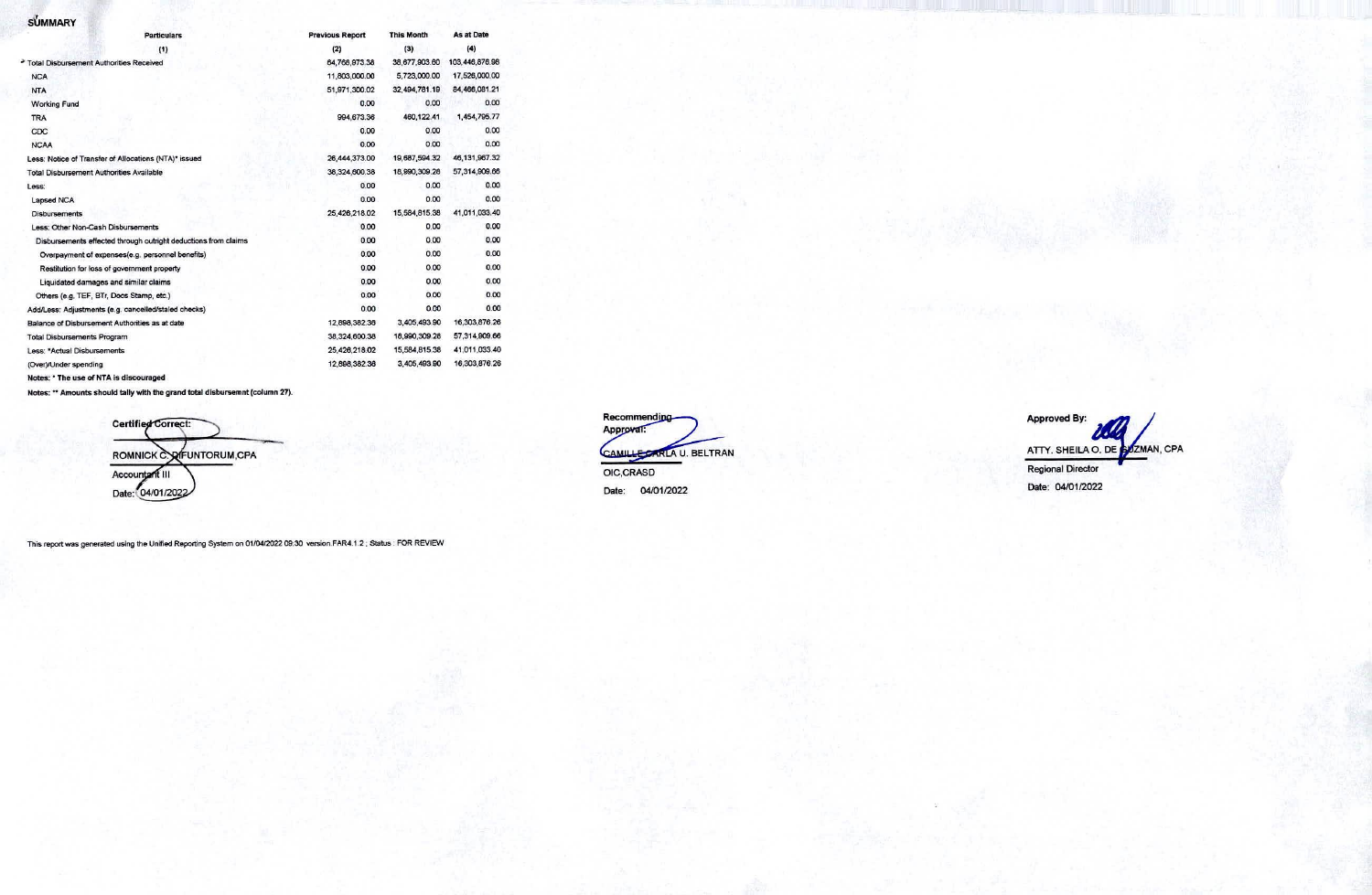# SUMMARY

| Particulars | Previous Report | This Month | As at Date |
|---|---|---|---|
| (1) | (2) | (3) | (4) |
| * Total Disbursement Authorities Received | 64,768,973.38 | 38,677,903.60 | 103,446,876.98 |
| NCA | 11,803,000.00 | 5,723,000.00 | 17,526,000.00 |
| NTA | 51,971,300.02 | 32,494,781.19 | 84,466,081.21 |
| Working Fund | 0.00 | 0.00 | 0.00 |
| TRA | 994,673.36 | 460,122.41 | 1,454,795.77 |
| CDC | 0.00 | 0.00 | 0.00 |
| NCAA | 0.00 | 0.00 | 0.00 |
| Less: Notice of Transfer of Allocations (NTA)* issued | 26,444,373.00 | 19,687,594.32 | 46,131,967.32 |
| Total Disbursement Authorities Available | 38,324,600.38 | 18,990,309.28 | 57,314,909.66 |
| Less: | 0.00 | 0.00 | 0.00 |
| Lapsed NCA | 0.00 | 0.00 | 0.00 |
| Disbursements | 25,426,218.02 | 15,584,815.38 | 41,011,033.40 |
| Less: Other Non-Cash Disbursements | 0.00 | 0.00 | 0.00 |
| Disbursements effected through outright deductions from claims | 0.00 | 0.00 | 0.00 |
| Overpayment of expenses(e.g. personnel benefits) | 0.00 | 0.00 | 0.00 |
| Restitution for loss of government property | 0.00 | 0.00 | 0.00 |
| Liquidated damages and similar claims | 0.00 | 0.00 | 0.00 |
| Others (e.g. TEF, BTr, Docs Stamp, etc.) | 0.00 | 0.00 | 0.00 |
| Add/Less: Adjustments (e.g. cancelled/staled checks) | 0.00 | 0.00 | 0.00 |
| Balance of Disbursement Authorities as at date | 12,898,382.36 | 3,405,493.90 | 16,303,876.26 |
| Total Disbursements Program | 38,324,600.38 | 18,990,309.28 | 57,314,909.66 |
| Less: *Actual Disbursements | 25,426,218.02 | 15,584,815.38 | 41,011,033.40 |
| (Over)/Under spending | 12,898,382.36 | 3,405,493.90 | 16,303,876.26 |

**Notes: * The use of NTA is discouraged**

**Notes: ** Amounts should tally with the grand total disbursemnt (column 27).**

Certified Correct:

ROMNICK C. DIFUNTORUM,CPA
Accountant III
Date: 04/01/2022

Recommending Approval:

CAMILLE CARLA U. BELTRAN
OIC,CRASD
Date: 04/01/2022

Approved By:

ATTY. SHEILA O. DE GUZMAN, CPA
Regional Director
Date: 04/01/2022

This report was generated using the Unified Reporting System on 01/04/2022 09:30 version.FAR4.1.2 ; Status : FOR REVIEW